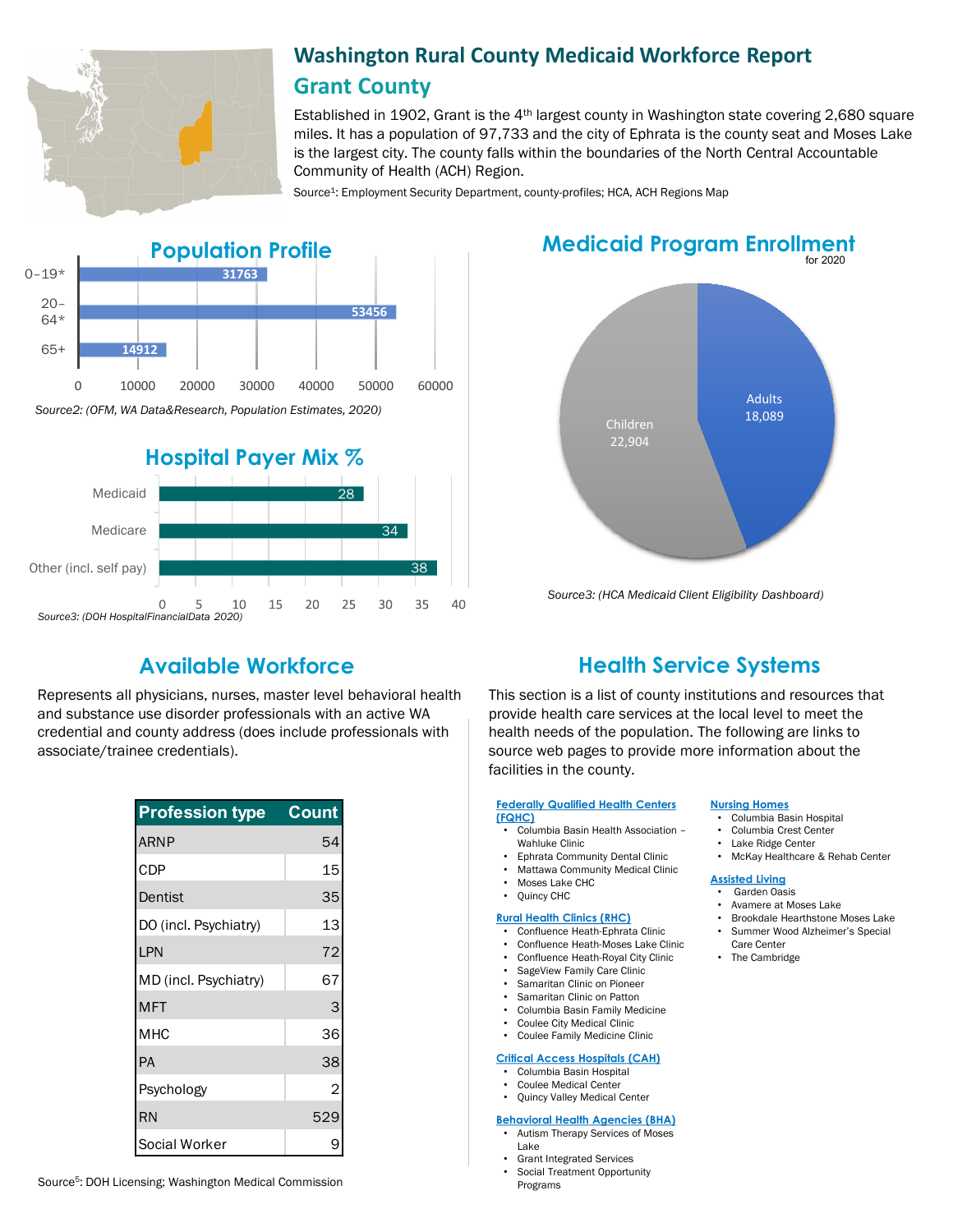# Washington Rural County Medicaid Workforce Report

## Grant County

Established in 1902, Grant is the 4th largest county in Washington state covering 2,680 square miles. It has a population of 97,733 and the city of Ephrata is the county seat and Moses Lake is the largest city. The county falls within the boundaries of the North Central Accountable Community of Health (ACH) Region.

Source[1]: Employment Security Department, county-profiles; HCA, ACH Regions Map

## Population Profile

| Age group | Population |
|---|---|
| 0–19* | 31763 |
| 20–64* | 53456 |
| 65+ | 14912 |

*Source2: (OFM, WA Data&Research, Population Estimates, 2020)*

## Hospital Payer Mix %

| Payer | % |
|---|---|
| Medicaid | 28 |
| Medicare | 34 |
| Other (incl. self pay) | 38 |

*Source3: (DOH HospitalFinancialData 2020)*

## Medicaid Program Enrollment

for 2020

| Group | Enrollment |
|---|---|
| Children | 22,904 |
| Adults | 18,089 |

*Source3: (HCA Medicaid Client Eligibility Dashboard)*

## Available Workforce

Represents all physicians, nurses, master level behavioral health and substance use disorder professionals with an active WA credential and county address (does include professionals with associate/trainee credentials).

| Profession type | Count |
|---|---|
| ARNP | 54 |
| CDP | 15 |
| Dentist | 35 |
| DO (incl. Psychiatry) | 13 |
| LPN | 72 |
| MD (incl. Psychiatry) | 67 |
| MFT | 3 |
| MHC | 36 |
| PA | 38 |
| Psychology | 2 |
| RN | 529 |
| Social Worker | 9 |

Source[5]: DOH Licensing; Washington Medical Commission

## Health Service Systems

This section is a list of county institutions and resources that provide health care services at the local level to meet the health needs of the population. The following are links to source web pages to provide more information about the facilities in the county.

**Federally Qualified Health Centers (FQHC)**

- Columbia Basin Health Association – Wahluke Clinic
- Ephrata Community Dental Clinic
- Mattawa Community Medical Clinic
- Moses Lake CHC
- Quincy CHC

**Rural Health Clinics (RHC)**

- Confluence Heath-Ephrata Clinic
- Confluence Heath-Moses Lake Clinic
- Confluence Heath-Royal City Clinic
- SageView Family Care Clinic
- Samaritan Clinic on Pioneer
- Samaritan Clinic on Patton
- Columbia Basin Family Medicine
- Coulee City Medical Clinic
- Coulee Family Medicine Clinic

**Critical Access Hospitals (CAH)**

- Columbia Basin Hospital
- Coulee Medical Center
- Quincy Valley Medical Center

**Behavioral Health Agencies (BHA)**

- Autism Therapy Services of Moses Lake
- Grant Integrated Services
- Social Treatment Opportunity Programs

**Nursing Homes**

- Columbia Basin Hospital
- Columbia Crest Center
- Lake Ridge Center
- McKay Healthcare & Rehab Center

**Assisted Living**

- Garden Oasis
- Avamere at Moses Lake
- Brookdale Hearthstone Moses Lake
- Summer Wood Alzheimer's Special Care Center
- The Cambridge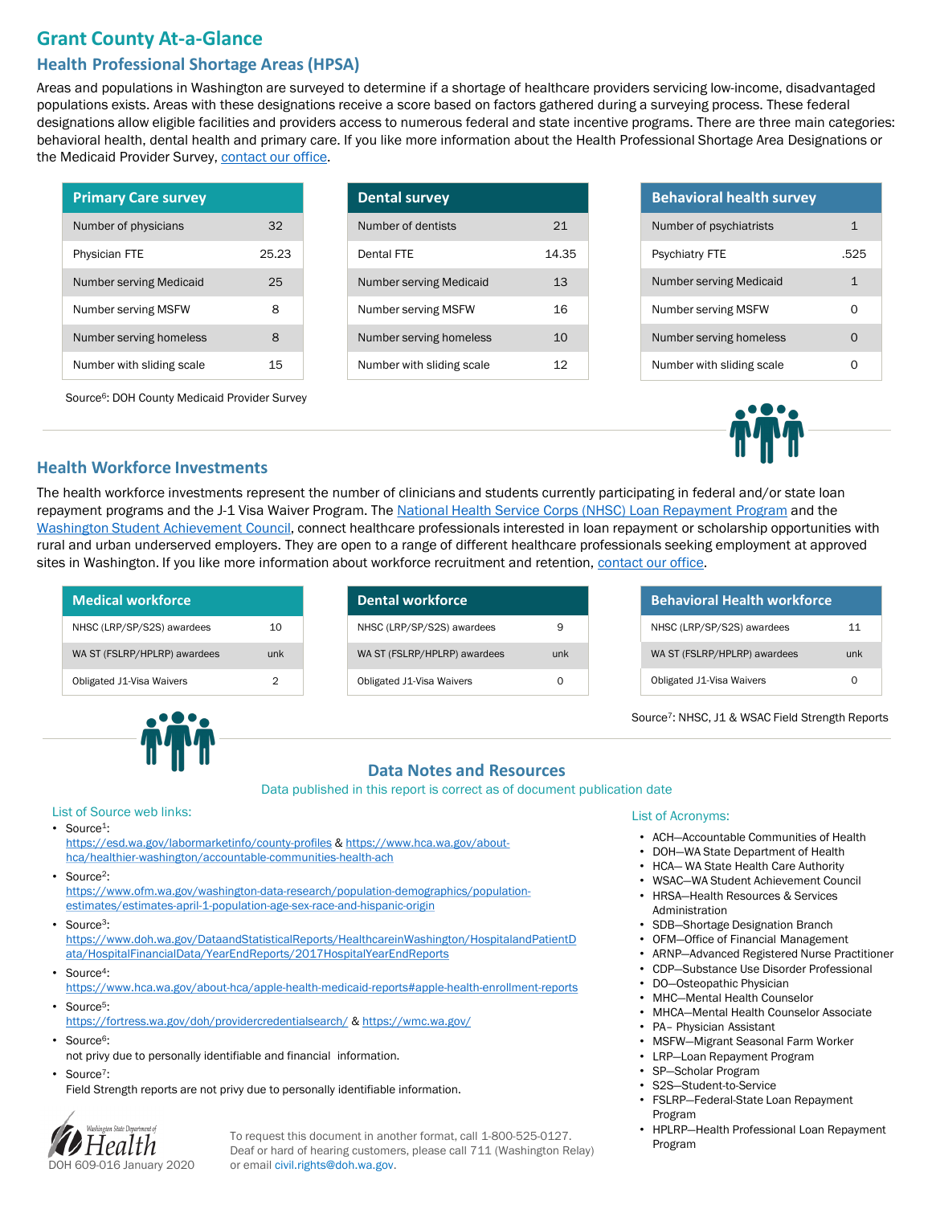# Grant County At-a-Glance

## Health Professional Shortage Areas (HPSA)

Areas and populations in Washington are surveyed to determine if a shortage of healthcare providers servicing low-income, disadvantaged populations exists. Areas with these designations receive a score based on factors gathered during a surveying process. These federal designations allow eligible facilities and providers access to numerous federal and state incentive programs. There are three main categories: behavioral health, dental health and primary care. If you like more information about the Health Professional Shortage Area Designations or the Medicaid Provider Survey, contact our office.

| Primary Care survey | |
|---|---|
| Number of physicians | 32 |
| Physician FTE | 25.23 |
| Number serving Medicaid | 25 |
| Number serving MSFW | 8 |
| Number serving homeless | 8 |
| Number with sliding scale | 15 |

| Dental survey | |
|---|---|
| Number of dentists | 21 |
| Dental FTE | 14.35 |
| Number serving Medicaid | 13 |
| Number serving MSFW | 16 |
| Number serving homeless | 10 |
| Number with sliding scale | 12 |

| Behavioral health survey | |
|---|---|
| Number of psychiatrists | 1 |
| Psychiatry FTE | .525 |
| Number serving Medicaid | 1 |
| Number serving MSFW | 0 |
| Number serving homeless | 0 |
| Number with sliding scale | 0 |

Source[6]: DOH County Medicaid Provider Survey

## Health Workforce Investments

The health workforce investments represent the number of clinicians and students currently participating in federal and/or state loan repayment programs and the J-1 Visa Waiver Program. The National Health Service Corps (NHSC) Loan Repayment Program and the Washington Student Achievement Council, connect healthcare professionals interested in loan repayment or scholarship opportunities with rural and urban underserved employers. They are open to a range of different healthcare professionals seeking employment at approved sites in Washington. If you like more information about workforce recruitment and retention, contact our office.

| Medical workforce | |
|---|---|
| NHSC (LRP/SP/S2S) awardees | 10 |
| WA ST (FSLRP/HPLRP) awardees | unk |
| Obligated J1-Visa Waivers | 2 |

| Dental workforce | |
|---|---|
| NHSC (LRP/SP/S2S) awardees | 9 |
| WA ST (FSLRP/HPLRP) awardees | unk |
| Obligated J1-Visa Waivers | 0 |

| Behavioral Health workforce | |
|---|---|
| NHSC (LRP/SP/S2S) awardees | 11 |
| WA ST (FSLRP/HPLRP) awardees | unk |
| Obligated J1-Visa Waivers | 0 |

Source[7]: NHSC, J1 & WSAC Field Strength Reports

## Data Notes and Resources

Data published in this report is correct as of document publication date

### List of Source web links:

- Source[1]: https://esd.wa.gov/labormarketinfo/county-profiles & https://www.hca.wa.gov/about-hca/healthier-washington/accountable-communities-health-ach
- Source[2]: https://www.ofm.wa.gov/washington-data-research/population-demographics/population-estimates/estimates-april-1-population-age-sex-race-and-hispanic-origin
- Source[3]: https://www.doh.wa.gov/DataandStatisticalReports/HealthcareinWashington/HospitalandPatientData/HospitalFinancialData/YearEndReports/2017HospitalYearEndReports
- Source[4]: https://www.hca.wa.gov/about-hca/apple-health-medicaid-reports#apple-health-enrollment-reports
- Source[5]: https://fortress.wa.gov/doh/providercredentialsearch/ & https://wmc.wa.gov/
- Source[6]: not privy due to personally identifiable and financial information.
- Source[7]: Field Strength reports are not privy due to personally identifiable information.

### List of Acronyms:

- ACH—Accountable Communities of Health
- DOH—WA State Department of Health
- HCA— WA State Health Care Authority
- WSAC—WA Student Achievement Council
- HRSA—Health Resources & Services Administration
- SDB—Shortage Designation Branch
- OFM—Office of Financial Management
- ARNP—Advanced Registered Nurse Practitioner
- CDP—Substance Use Disorder Professional
- DO—Osteopathic Physician
- MHC—Mental Health Counselor
- MHCA—Mental Health Counselor Associate
- PA– Physician Assistant
- MSFW—Migrant Seasonal Farm Worker
- LRP—Loan Repayment Program
- SP—Scholar Program
- S2S—Student-to-Service
- FSLRP—Federal-State Loan Repayment Program
- HPLRP—Health Professional Loan Repayment Program

Washington State Department of Health

DOH 609-016 January 2020

To request this document in another format, call 1-800-525-0127. Deaf or hard of hearing customers, please call 711 (Washington Relay) or email civil.rights@doh.wa.gov.